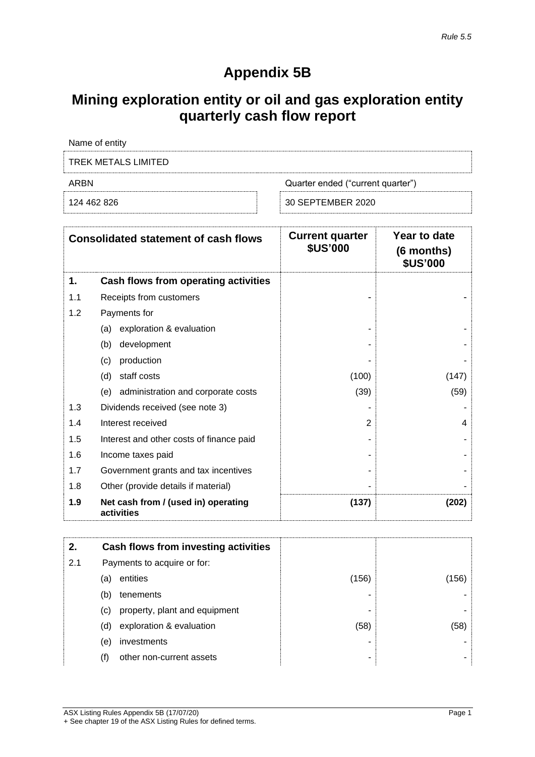*Rule 5.5*

# Appendix 5B

# Mining exploration entity or oil and gas exploration entity quarterly cash flow report

| Name of entity | |
|---|---|
| TREK METALS LIMITED | |
| **ARBN** | **Quarter ended ("current quarter")** |
| 124 462 826 | 30 SEPTEMBER 2020 |

| | Consolidated statement of cash flows | Current quarter $US'000 | Year to date (6 months) $US'000 |
|---|---|---|---|
| **1.** | **Cash flows from operating activities** | | |
| 1.1 | Receipts from customers | - | - |
| 1.2 | Payments for | | |
| | (a) exploration & evaluation | - | - |
| | (b) development | - | - |
| | (c) production | - | - |
| | (d) staff costs | (100) | (147) |
| | (e) administration and corporate costs | (39) | (59) |
| 1.3 | Dividends received (see note 3) | - | - |
| 1.4 | Interest received | 2 | 4 |
| 1.5 | Interest and other costs of finance paid | - | - |
| 1.6 | Income taxes paid | - | - |
| 1.7 | Government grants and tax incentives | - | - |
| 1.8 | Other (provide details if material) | - | - |
| **1.9** | **Net cash from / (used in) operating activities** | **(137)** | **(202)** |

| | | | |
|---|---|---|---|
| **2.** | **Cash flows from investing activities** | | |
| 2.1 | Payments to acquire or for: | | |
| | (a) entities | (156) | (156) |
| | (b) tenements | - | - |
| | (c) property, plant and equipment | - | - |
| | (d) exploration & evaluation | (58) | (58) |
| | (e) investments | - | - |
| | (f) other non-current assets | - | - |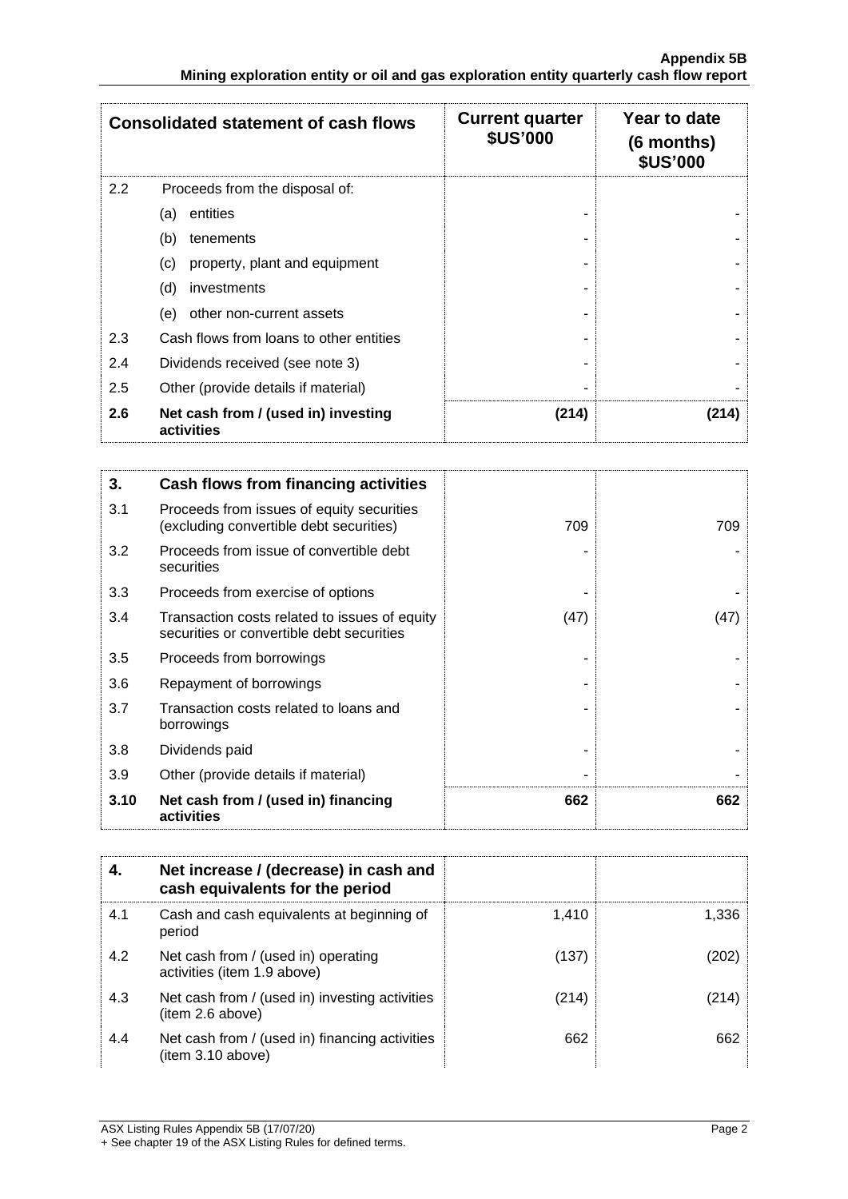| Consolidated statement of cash flows | | Current quarter $US'000 | Year to date (6 months) $US'000 |
|---|---|---|---|
| 2.2 | Proceeds from the disposal of: | | |
| | (a) entities | - | - |
| | (b) tenements | - | - |
| | (c) property, plant and equipment | - | - |
| | (d) investments | - | - |
| | (e) other non-current assets | - | - |
| 2.3 | Cash flows from loans to other entities | - | - |
| 2.4 | Dividends received (see note 3) | - | - |
| 2.5 | Other (provide details if material) | - | - |
| **2.6** | **Net cash from / (used in) investing activities** | **(214)** | **(214)** |

| **3.** | **Cash flows from financing activities** | | |
|---|---|---|---|
| 3.1 | Proceeds from issues of equity securities (excluding convertible debt securities) | 709 | 709 |
| 3.2 | Proceeds from issue of convertible debt securities | - | - |
| 3.3 | Proceeds from exercise of options | - | - |
| 3.4 | Transaction costs related to issues of equity securities or convertible debt securities | (47) | (47) |
| 3.5 | Proceeds from borrowings | - | - |
| 3.6 | Repayment of borrowings | - | - |
| 3.7 | Transaction costs related to loans and borrowings | - | - |
| 3.8 | Dividends paid | - | - |
| 3.9 | Other (provide details if material) | - | - |
| **3.10** | **Net cash from / (used in) financing activities** | **662** | **662** |

| **4.** | **Net increase / (decrease) in cash and cash equivalents for the period** | | |
|---|---|---|---|
| 4.1 | Cash and cash equivalents at beginning of period | 1,410 | 1,336 |
| 4.2 | Net cash from / (used in) operating activities (item 1.9 above) | (137) | (202) |
| 4.3 | Net cash from / (used in) investing activities (item 2.6 above) | (214) | (214) |
| 4.4 | Net cash from / (used in) financing activities (item 3.10 above) | 662 | 662 |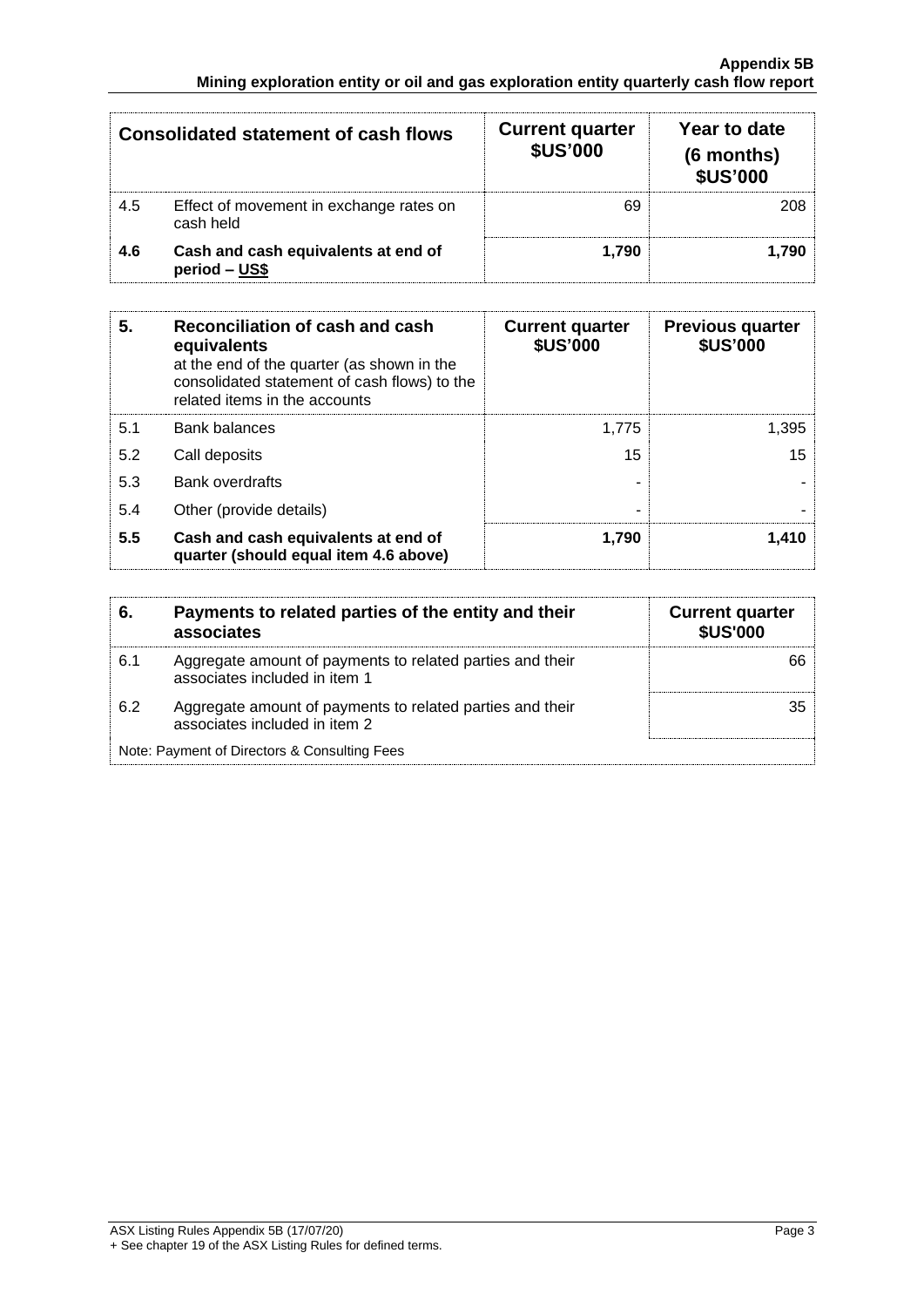| Consolidated statement of cash flows | | Current quarter $US'000 | Year to date (6 months) $US'000 |
|---|---|---|---|
| 4.5 | Effect of movement in exchange rates on cash held | 69 | 208 |
| **4.6** | **Cash and cash equivalents at end of period – US$** | **1,790** | **1,790** |

| **5.** | **Reconciliation of cash and cash equivalents** at the end of the quarter (as shown in the consolidated statement of cash flows) to the related items in the accounts | **Current quarter $US'000** | **Previous quarter $US'000** |
|---|---|---|---|
| 5.1 | Bank balances | 1,775 | 1,395 |
| 5.2 | Call deposits | 15 | 15 |
| 5.3 | Bank overdrafts | - | - |
| 5.4 | Other (provide details) | - | - |
| **5.5** | **Cash and cash equivalents at end of quarter (should equal item 4.6 above)** | **1,790** | **1,410** |

| **6.** | **Payments to related parties of the entity and their associates** | **Current quarter $US'000** |
|---|---|---|
| 6.1 | Aggregate amount of payments to related parties and their associates included in item 1 | 66 |
| 6.2 | Aggregate amount of payments to related parties and their associates included in item 2 | 35 |

Note: Payment of Directors & Consulting Fees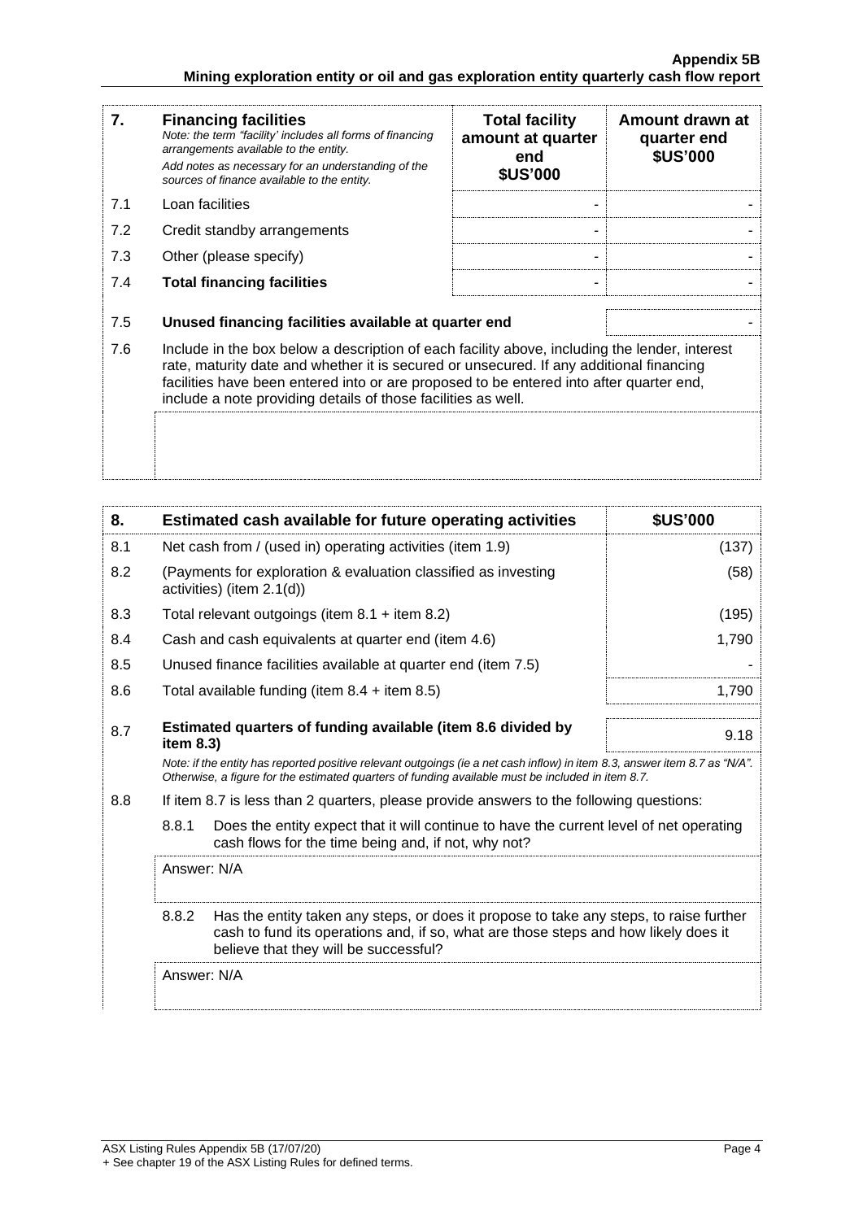| 7. | **Financing facilities**<br>*Note: the term "facility' includes all forms of financing arrangements available to the entity.*<br>*Add notes as necessary for an understanding of the sources of finance available to the entity.* | **Total facility amount at quarter end $US'000** | **Amount drawn at quarter end $US'000** |
|---|---|---|---|
| 7.1 | Loan facilities | - | - |
| 7.2 | Credit standby arrangements | - | - |
| 7.3 | Other (please specify) | - | - |
| 7.4 | **Total financing facilities** | - | - |

| | | |
|---|---|---|
| 7.5 | **Unused financing facilities available at quarter end** | - |
| 7.6 | Include in the box below a description of each facility above, including the lender, interest rate, maturity date and whether it is secured or unsecured. If any additional financing facilities have been entered into or are proposed to be entered into after quarter end, include a note providing details of those facilities as well. | |

| 8. | **Estimated cash available for future operating activities** | **$US'000** |
|---|---|---|
| 8.1 | Net cash from / (used in) operating activities (item 1.9) | (137) |
| 8.2 | (Payments for exploration & evaluation classified as investing activities) (item 2.1(d)) | (58) |
| 8.3 | Total relevant outgoings (item 8.1 + item 8.2) | (195) |
| 8.4 | Cash and cash equivalents at quarter end (item 4.6) | 1,790 |
| 8.5 | Unused finance facilities available at quarter end (item 7.5) | - |
| 8.6 | Total available funding (item 8.4 + item 8.5) | 1,790 |
| 8.7 | **Estimated quarters of funding available (item 8.6 divided by item 8.3)** | 9.18 |

*Note: if the entity has reported positive relevant outgoings (ie a net cash inflow) in item 8.3, answer item 8.7 as "N/A". Otherwise, a figure for the estimated quarters of funding available must be included in item 8.7.*

8.8 If item 8.7 is less than 2 quarters, please provide answers to the following questions:

8.8.1 Does the entity expect that it will continue to have the current level of net operating cash flows for the time being and, if not, why not?

Answer: N/A

8.8.2 Has the entity taken any steps, or does it propose to take any steps, to raise further cash to fund its operations and, if so, what are those steps and how likely does it believe that they will be successful?

Answer: N/A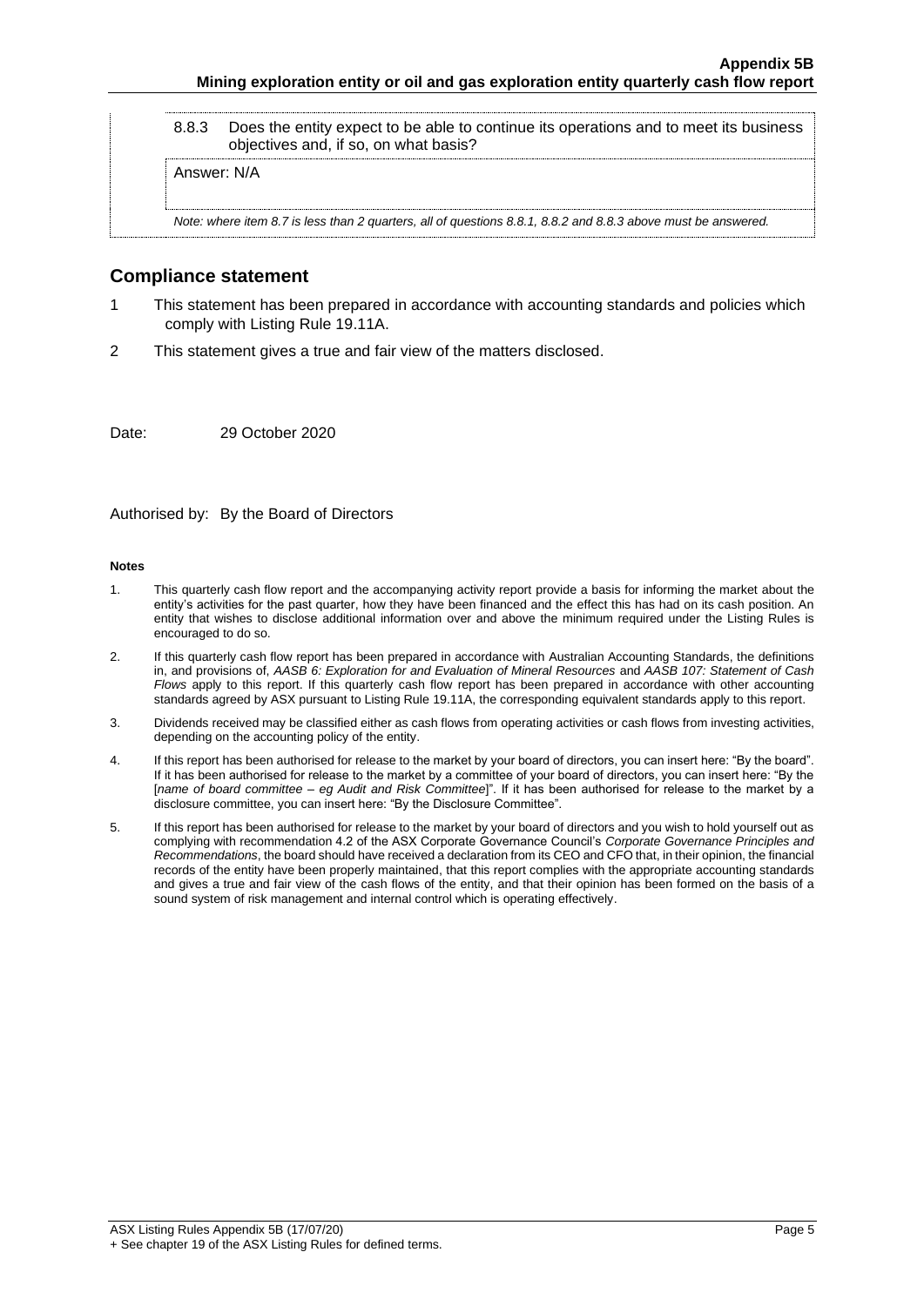| | |
|---|---|
| 8.8.3 | Does the entity expect to be able to continue its operations and to meet its business objectives and, if so, on what basis? |
| Answer: N/A | |
| *Note: where item 8.7 is less than 2 quarters, all of questions 8.8.1, 8.8.2 and 8.8.3 above must be answered.* | |

## Compliance statement

1 This statement has been prepared in accordance with accounting standards and policies which comply with Listing Rule 19.11A.

2 This statement gives a true and fair view of the matters disclosed.

Date: 29 October 2020

Authorised by: By the Board of Directors

**Notes**

1. This quarterly cash flow report and the accompanying activity report provide a basis for informing the market about the entity's activities for the past quarter, how they have been financed and the effect this has had on its cash position. An entity that wishes to disclose additional information over and above the minimum required under the Listing Rules is encouraged to do so.
2. If this quarterly cash flow report has been prepared in accordance with Australian Accounting Standards, the definitions in, and provisions of, *AASB 6: Exploration for and Evaluation of Mineral Resources* and *AASB 107: Statement of Cash Flows* apply to this report. If this quarterly cash flow report has been prepared in accordance with other accounting standards agreed by ASX pursuant to Listing Rule 19.11A, the corresponding equivalent standards apply to this report.
3. Dividends received may be classified either as cash flows from operating activities or cash flows from investing activities, depending on the accounting policy of the entity.
4. If this report has been authorised for release to the market by your board of directors, you can insert here: "By the board". If it has been authorised for release to the market by a committee of your board of directors, you can insert here: "By the [*name of board committee – eg Audit and Risk Committee*]". If it has been authorised for release to the market by a disclosure committee, you can insert here: "By the Disclosure Committee".
5. If this report has been authorised for release to the market by your board of directors and you wish to hold yourself out as complying with recommendation 4.2 of the ASX Corporate Governance Council's *Corporate Governance Principles and Recommendations*, the board should have received a declaration from its CEO and CFO that, in their opinion, the financial records of the entity have been properly maintained, that this report complies with the appropriate accounting standards and gives a true and fair view of the cash flows of the entity, and that their opinion has been formed on the basis of a sound system of risk management and internal control which is operating effectively.